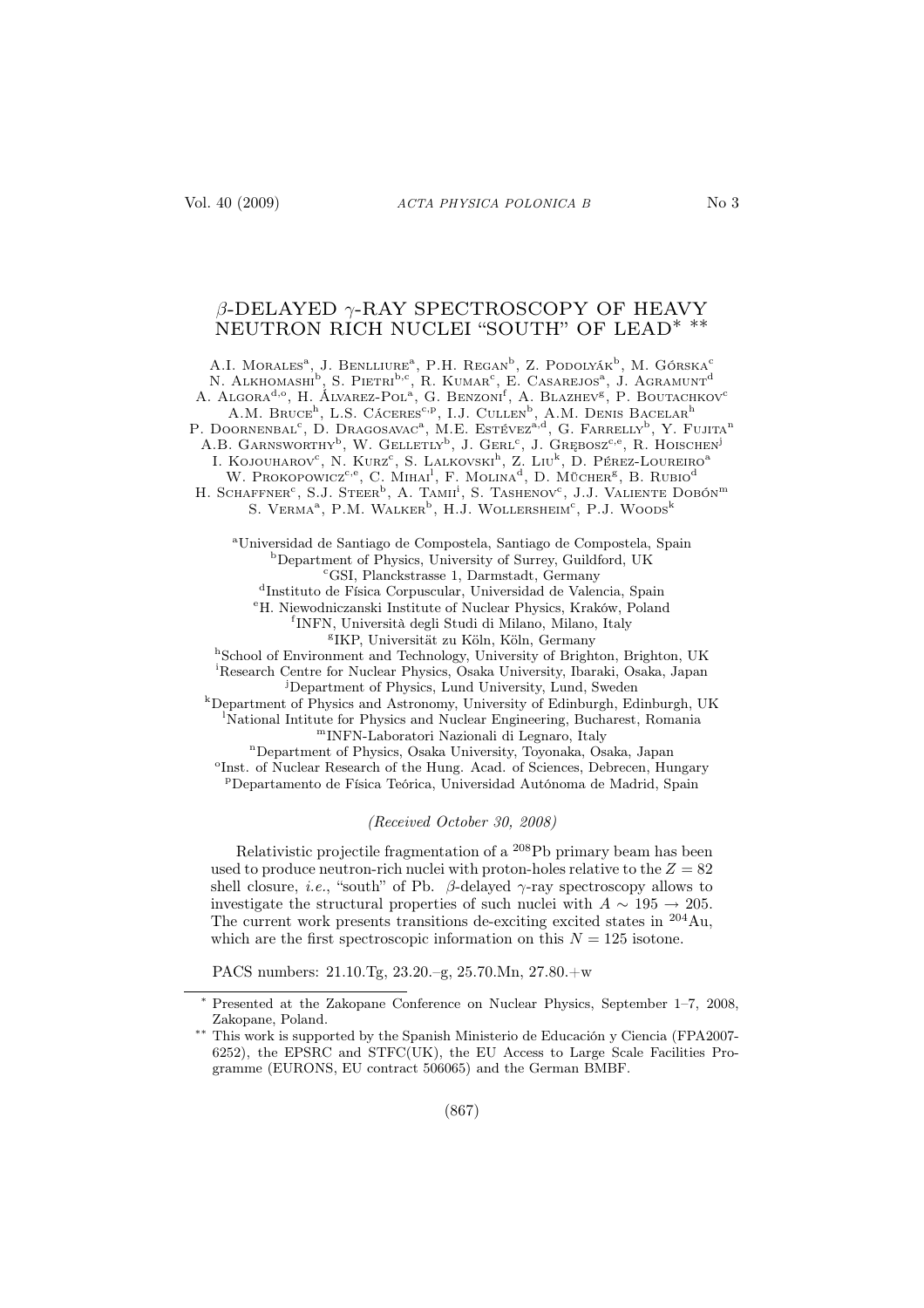# $\beta$-DELAYED $\gamma$-RAY SPECTROSCOPY OF HEAVY NEUTRON RICH NUCLEI "SOUTH" OF LEAD* **

A.I. Morales[a], J. Benlliure[a], P.H. Regan[b], Z. Podolyák[b], M. Górska[c]
N. Alkhomashi[b], S. Pietri[b,c], R. Kumar[c], E. Casarejos[a], J. Agramunt[d]
A. Algora[d,o], H. Álvarez-Pol[a], G. Benzoni[f], A. Blazhev[g], P. Boutachkov[c]
A.M. Bruce[h], L.S. Cáceres[c,p], I.J. Cullen[b], A.M. Denis Bacelar[h]
P. Doornenbal[c], D. Dragosavac[a], M.E. Estévez[a,d], G. Farrelly[b], Y. Fujita[n]
A.B. Garnsworthy[b], W. Gelletly[b], J. Gerl[c], J. Grębosz[c,e], R. Hoischen[j]
I. Kojouharov[c], N. Kurz[c], S. Lalkovski[h], Z. Liu[k], D. Pérez-Loureiro[a]
W. Prokopowicz[c,e], C. Mihai[l], F. Molina[d], D. Mücher[g], B. Rubio[d]
H. Schaffner[c], S.J. Steer[b], A. Tamii[i], S. Tashenov[c], J.J. Valiente Dobón[m]
S. Verma[a], P.M. Walker[b], H.J. Wollersheim[c], P.J. Woods[k]

[a]Universidad de Santiago de Compostela, Santiago de Compostela, Spain
[b]Department of Physics, University of Surrey, Guildford, UK
[c]GSI, Planckstrasse 1, Darmstadt, Germany
[d]Instituto de Física Corpuscular, Universidad de Valencia, Spain
[e]H. Niewodniczanski Institute of Nuclear Physics, Kraków, Poland
[f]INFN, Università degli Studi di Milano, Milano, Italy
[g]IKP, Universität zu Köln, Köln, Germany
[h]School of Environment and Technology, University of Brighton, Brighton, UK
[i]Research Centre for Nuclear Physics, Osaka University, Ibaraki, Osaka, Japan
[j]Department of Physics, Lund University, Lund, Sweden
[k]Department of Physics and Astronomy, University of Edinburgh, Edinburgh, UK
[l]National Intitute for Physics and Nuclear Engineering, Bucharest, Romania
[m]INFN-Laboratori Nazionali di Legnaro, Italy
[n]Department of Physics, Osaka University, Toyonaka, Osaka, Japan
[o]Inst. of Nuclear Research of the Hung. Acad. of Sciences, Debrecen, Hungary
[p]Departamento de Física Teórica, Universidad Autónoma de Madrid, Spain

*(Received October 30, 2008)*

Relativistic projectile fragmentation of a $^{208}$Pb primary beam has been used to produce neutron-rich nuclei with proton-holes relative to the $Z = 82$ shell closure, *i.e.*, "south" of Pb. $\beta$-delayed $\gamma$-ray spectroscopy allows to investigate the structural properties of such nuclei with $A \sim 195 \rightarrow 205$. The current work presents transitions de-exciting excited states in $^{204}$Au, which are the first spectroscopic information on this $N = 125$ isotone.

PACS numbers: 21.10.Tg, 23.20.–g, 25.70.Mn, 27.80.+w

---

\* Presented at the Zakopane Conference on Nuclear Physics, September 1–7, 2008, Zakopane, Poland.

\*\* This work is supported by the Spanish Ministerio de Educación y Ciencia (FPA2007-6252), the EPSRC and STFC(UK), the EU Access to Large Scale Facilities Programme (EURONS, EU contract 506065) and the German BMBF.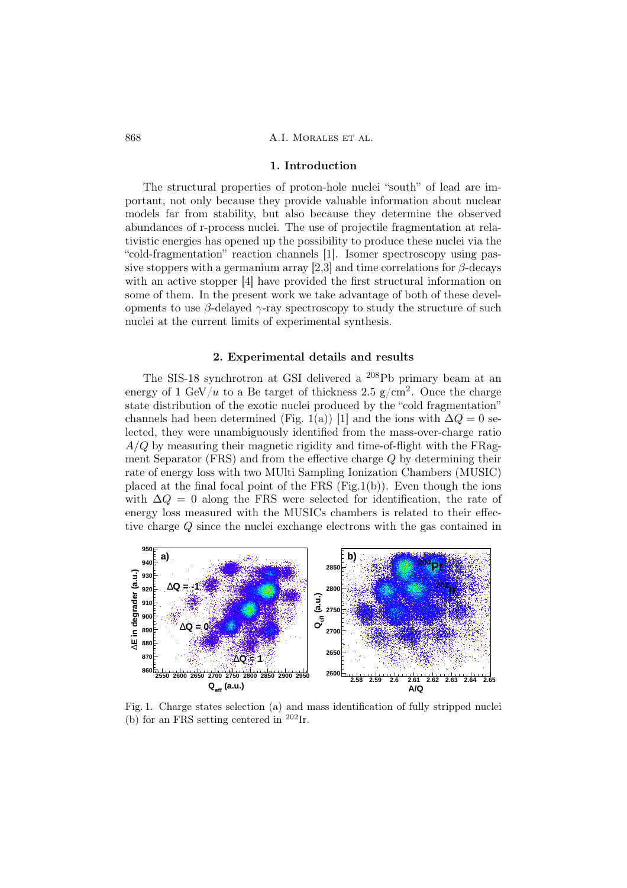## 1. Introduction

The structural properties of proton-hole nuclei "south" of lead are important, not only because they provide valuable information about nuclear models far from stability, but also because they determine the observed abundances of r-process nuclei. The use of projectile fragmentation at relativistic energies has opened up the possibility to produce these nuclei via the "cold-fragmentation" reaction channels [1]. Isomer spectroscopy using passive stoppers with a germanium array [2,3] and time correlations for $\beta$-decays with an active stopper [4] have provided the first structural information on some of them. In the present work we take advantage of both of these developments to use $\beta$-delayed $\gamma$-ray spectroscopy to study the structure of such nuclei at the current limits of experimental synthesis.

## 2. Experimental details and results

The SIS-18 synchrotron at GSI delivered a $^{208}$Pb primary beam at an energy of 1 GeV/$u$ to a Be target of thickness 2.5 g/cm$^2$. Once the charge state distribution of the exotic nuclei produced by the "cold fragmentation" channels had been determined (Fig. 1(a)) [1] and the ions with $\Delta Q = 0$ selected, they were unambiguously identified from the mass-over-charge ratio $A/Q$ by measuring their magnetic rigidity and time-of-flight with the FRagment Separator (FRS) and from the effective charge $Q$ by determining their rate of energy loss with two MUlti Sampling Ionization Chambers (MUSIC) placed at the final focal point of the FRS (Fig.1(b)). Even though the ions with $\Delta Q = 0$ along the FRS were selected for identification, the rate of energy loss measured with the MUSICs chambers is related to their effective charge $Q$ since the nuclei exchange electrons with the gas contained in

Fig. 1. Charge states selection (a) and mass identification of fully stripped nuclei (b) for an FRS setting centered in $^{202}$Ir.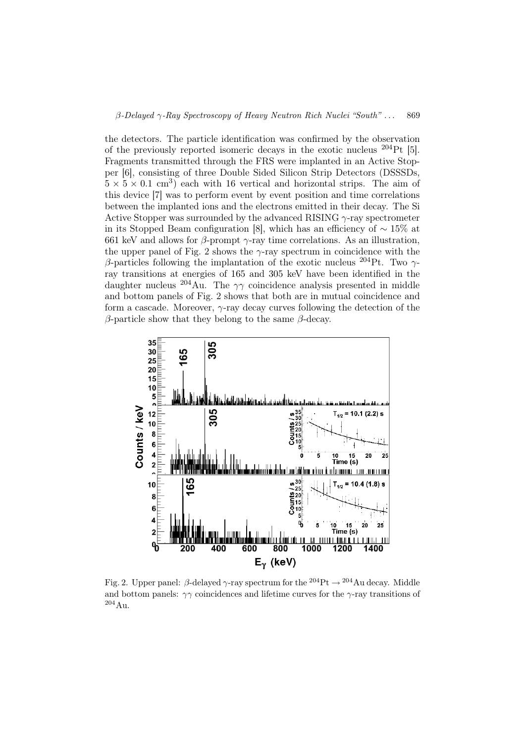the detectors. The particle identification was confirmed by the observation of the previously reported isomeric decays in the exotic nucleus $^{204}$Pt [5]. Fragments transmitted through the FRS were implanted in an Active Stopper [6], consisting of three Double Sided Silicon Strip Detectors (DSSSDs, $5 \times 5 \times 0.1$ cm$^3$) each with 16 vertical and horizontal strips. The aim of this device [7] was to perform event by event position and time correlations between the implanted ions and the electrons emitted in their decay. The Si Active Stopper was surrounded by the advanced RISING $\gamma$-ray spectrometer in its Stopped Beam configuration [8], which has an efficiency of $\sim 15\%$ at 661 keV and allows for $\beta$-prompt $\gamma$-ray time correlations. As an illustration, the upper panel of Fig. 2 shows the $\gamma$-ray spectrum in coincidence with the $\beta$-particles following the implantation of the exotic nucleus $^{204}$Pt. Two $\gamma$-ray transitions at energies of 165 and 305 keV have been identified in the daughter nucleus $^{204}$Au. The $\gamma\gamma$ coincidence analysis presented in middle and bottom panels of Fig. 2 shows that both are in mutual coincidence and form a cascade. Moreover, $\gamma$-ray decay curves following the detection of the $\beta$-particle show that they belong to the same $\beta$-decay.

Fig. 2. Upper panel: $\beta$-delayed $\gamma$-ray spectrum for the $^{204}$Pt $\rightarrow$ $^{204}$Au decay. Middle and bottom panels: $\gamma\gamma$ coincidences and lifetime curves for the $\gamma$-ray transitions of $^{204}$Au.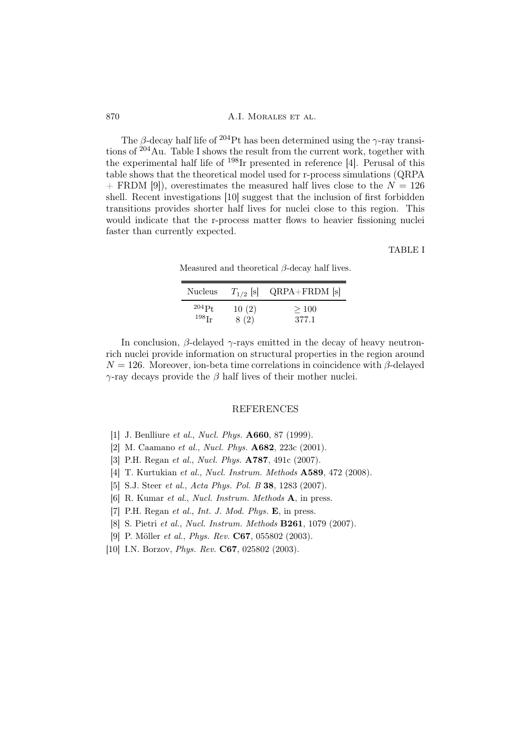The $\beta$-decay half life of $^{204}$Pt has been determined using the $\gamma$-ray transitions of $^{204}$Au. Table I shows the result from the current work, together with the experimental half life of $^{198}$Ir presented in reference [4]. Perusal of this table shows that the theoretical model used for r-process simulations (QRPA + FRDM [9]), overestimates the measured half lives close to the $N = 126$ shell. Recent investigations [10] suggest that the inclusion of first forbidden transitions provides shorter half lives for nuclei close to this region. This would indicate that the r-process matter flows to heavier fissioning nuclei faster than currently expected.

TABLE I

Measured and theoretical $\beta$-decay half lives.

| Nucleus | $T_{1/2}$ [s] | QRPA+FRDM [s] |
|---|---|---|
| $^{204}$Pt | 10 (2) | $\geq 100$ |
| $^{198}$Ir | 8 (2) | 377.1 |

In conclusion, $\beta$-delayed $\gamma$-rays emitted in the decay of heavy neutron-rich nuclei provide information on structural properties in the region around $N = 126$. Moreover, ion-beta time correlations in coincidence with $\beta$-delayed $\gamma$-ray decays provide the $\beta$ half lives of their mother nuclei.

## REFERENCES

[1] J. Benlliure *et al.*, *Nucl. Phys.* **A660**, 87 (1999).

[2] M. Caamano *et al.*, *Nucl. Phys.* **A682**, 223c (2001).

[3] P.H. Regan *et al.*, *Nucl. Phys.* **A787**, 491c (2007).

[4] T. Kurtukian *et al.*, *Nucl. Instrum. Methods* **A589**, 472 (2008).

[5] S.J. Steer *et al.*, *Acta Phys. Pol. B* **38**, 1283 (2007).

[6] R. Kumar *et al.*, *Nucl. Instrum. Methods* **A**, in press.

[7] P.H. Regan *et al.*, *Int. J. Mod. Phys.* **E**, in press.

[8] S. Pietri *et al.*, *Nucl. Instrum. Methods* **B261**, 1079 (2007).

[9] P. Möller *et al.*, *Phys. Rev.* **C67**, 055802 (2003).

[10] I.N. Borzov, *Phys. Rev.* **C67**, 025802 (2003).